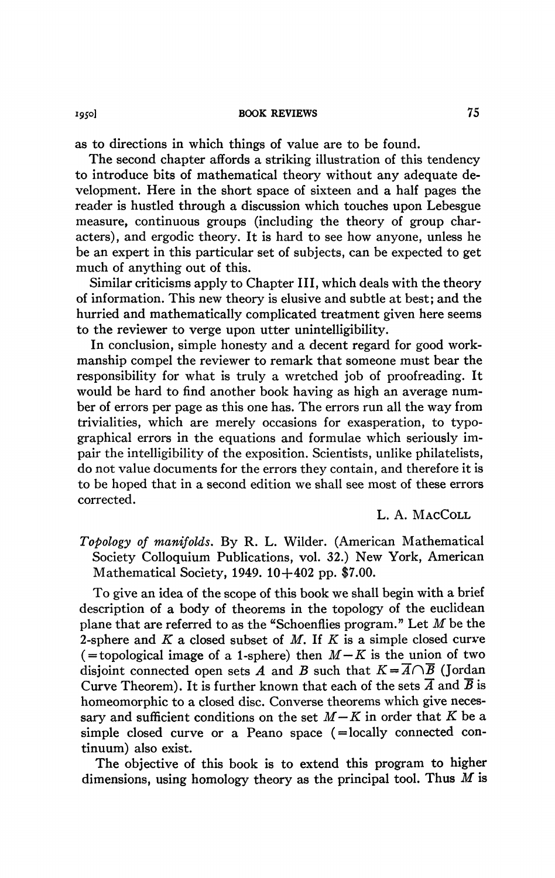as to directions in which things of value are to be found.

The second chapter affords a striking illustration of this tendency to introduce bits of mathematical theory without any adequate development. Here in the short space of sixteen and a half pages the reader is hustled through a discussion which touches upon Lebesgue measure, continuous groups (including the theory of group characters), and ergodic theory. It is hard to see how anyone, unless he be an expert in this particular set of subjects, can be expected to get much of anything out of this.

Similar criticisms apply to Chapter III, which deals with the theory of information. This new theory is elusive and subtle at best; and the hurried and mathematically complicated treatment given here seems to the reviewer to verge upon utter unintelligibility.

In conclusion, simple honesty and a decent regard for good workmanship compel the reviewer to remark that someone must bear the responsibility for what is truly a wretched job of proofreading. It would be hard to find another book having as high an average number of errors per page as this one has. The errors run all the way from trivialities, which are merely occasions for exasperation, to typographical errors in the equations and formulae which seriously impair the intelligibility of the exposition. Scientists, unlike philatelists, do not value documents for the errors they contain, and therefore it is to be hoped that in a second edition we shall see most of these errors corrected.

L. A. MacColl

*Topology of manifolds*. By R. L. Wilder. (American Mathematical Society Colloquium Publications, vol. 32.) New York, American Mathematical Society, 1949. 10+402 pp. $7.00.

To give an idea of the scope of this book we shall begin with a brief description of a body of theorems in the topology of the euclidean plane that are referred to as the "Schoenflies program." Let $M$ be the 2-sphere and $K$ a closed subset of $M$. If $K$ is a simple closed curve (=topological image of a 1-sphere) then $M-K$ is the union of two disjoint connected open sets $A$ and $B$ such that $K=\overline{A}\cap\overline{B}$ (Jordan Curve Theorem). It is further known that each of the sets $\overline{A}$ and $\overline{B}$ is homeomorphic to a closed disc. Converse theorems which give necessary and sufficient conditions on the set $M-K$ in order that $K$ be a simple closed curve or a Peano space (=locally connected continuum) also exist.

The objective of this book is to extend this program to higher dimensions, using homology theory as the principal tool. Thus $M$ is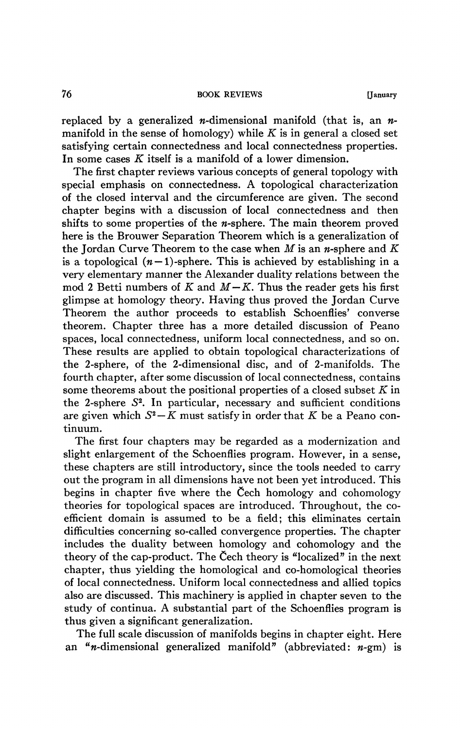replaced by a generalized $n$-dimensional manifold (that is, an $n$-manifold in the sense of homology) while $K$ is in general a closed set satisfying certain connectedness and local connectedness properties. In some cases $K$ itself is a manifold of a lower dimension.

The first chapter reviews various concepts of general topology with special emphasis on connectedness. A topological characterization of the closed interval and the circumference are given. The second chapter begins with a discussion of local connectedness and then shifts to some properties of the $n$-sphere. The main theorem proved here is the Brouwer Separation Theorem which is a generalization of the Jordan Curve Theorem to the case when $M$ is an $n$-sphere and $K$ is a topological $(n-1)$-sphere. This is achieved by establishing in a very elementary manner the Alexander duality relations between the mod 2 Betti numbers of $K$ and $M-K$. Thus the reader gets his first glimpse at homology theory. Having thus proved the Jordan Curve Theorem the author proceeds to establish Schoenflies' converse theorem. Chapter three has a more detailed discussion of Peano spaces, local connectedness, uniform local connectedness, and so on. These results are applied to obtain topological characterizations of the 2-sphere, of the 2-dimensional disc, and of 2-manifolds. The fourth chapter, after some discussion of local connectedness, contains some theorems about the positional properties of a closed subset $K$ in the 2-sphere $S^2$. In particular, necessary and sufficient conditions are given which $S^2-K$ must satisfy in order that $K$ be a Peano continuum.

The first four chapters may be regarded as a modernization and slight enlargement of the Schoenflies program. However, in a sense, these chapters are still introductory, since the tools needed to carry out the program in all dimensions have not been yet introduced. This begins in chapter five where the Čech homology and cohomology theories for topological spaces are introduced. Throughout, the coefficient domain is assumed to be a field; this eliminates certain difficulties concerning so-called convergence properties. The chapter includes the duality between homology and cohomology and the theory of the cap-product. The Čech theory is "localized" in the next chapter, thus yielding the homological and co-homological theories of local connectedness. Uniform local connectedness and allied topics also are discussed. This machinery is applied in chapter seven to the study of continua. A substantial part of the Schoenflies program is thus given a significant generalization.

The full scale discussion of manifolds begins in chapter eight. Here an "$n$-dimensional generalized manifold" (abbreviated: $n$-gm) is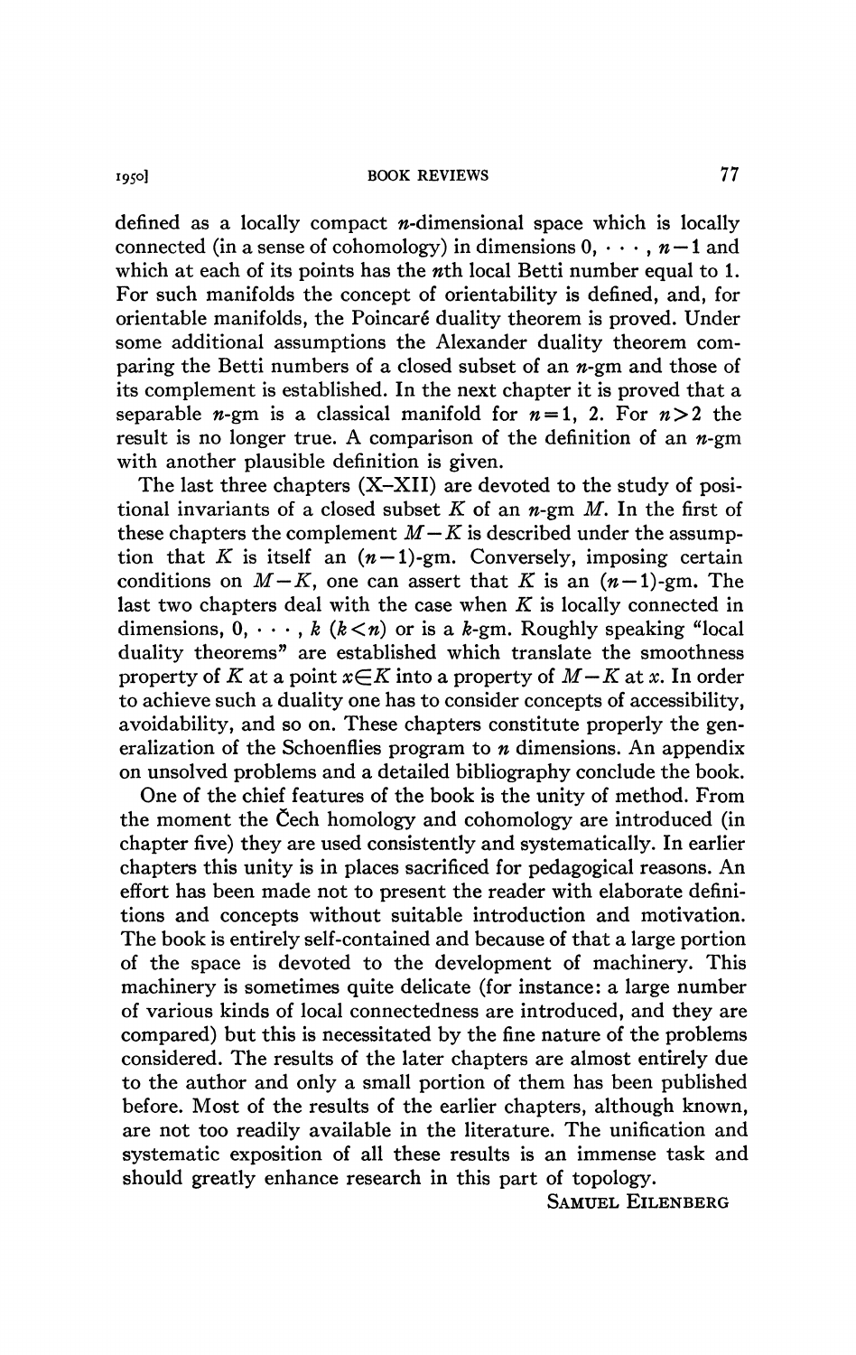defined as a locally compact $n$-dimensional space which is locally connected (in a sense of cohomology) in dimensions $0, \cdots, n-1$ and which at each of its points has the $n$th local Betti number equal to 1. For such manifolds the concept of orientability is defined, and, for orientable manifolds, the Poincaré duality theorem is proved. Under some additional assumptions the Alexander duality theorem comparing the Betti numbers of a closed subset of an $n$-gm and those of its complement is established. In the next chapter it is proved that a separable $n$-gm is a classical manifold for $n=1, 2$. For $n>2$ the result is no longer true. A comparison of the definition of an $n$-gm with another plausible definition is given.

The last three chapters (X–XII) are devoted to the study of positional invariants of a closed subset $K$ of an $n$-gm $M$. In the first of these chapters the complement $M-K$ is described under the assumption that $K$ is itself an $(n-1)$-gm. Conversely, imposing certain conditions on $M-K$, one can assert that $K$ is an $(n-1)$-gm. The last two chapters deal with the case when $K$ is locally connected in dimensions, $0, \cdots, k$ $(k<n)$ or is a $k$-gm. Roughly speaking "local duality theorems" are established which translate the smoothness property of $K$ at a point $x \in K$ into a property of $M-K$ at $x$. In order to achieve such a duality one has to consider concepts of accessibility, avoidability, and so on. These chapters constitute properly the generalization of the Schoenflies program to $n$ dimensions. An appendix on unsolved problems and a detailed bibliography conclude the book.

One of the chief features of the book is the unity of method. From the moment the Čech homology and cohomology are introduced (in chapter five) they are used consistently and systematically. In earlier chapters this unity is in places sacrificed for pedagogical reasons. An effort has been made not to present the reader with elaborate definitions and concepts without suitable introduction and motivation. The book is entirely self-contained and because of that a large portion of the space is devoted to the development of machinery. This machinery is sometimes quite delicate (for instance: a large number of various kinds of local connectedness are introduced, and they are compared) but this is necessitated by the fine nature of the problems considered. The results of the later chapters are almost entirely due to the author and only a small portion of them has been published before. Most of the results of the earlier chapters, although known, are not too readily available in the literature. The unification and systematic exposition of all these results is an immense task and should greatly enhance research in this part of topology.

SAMUEL EILENBERG